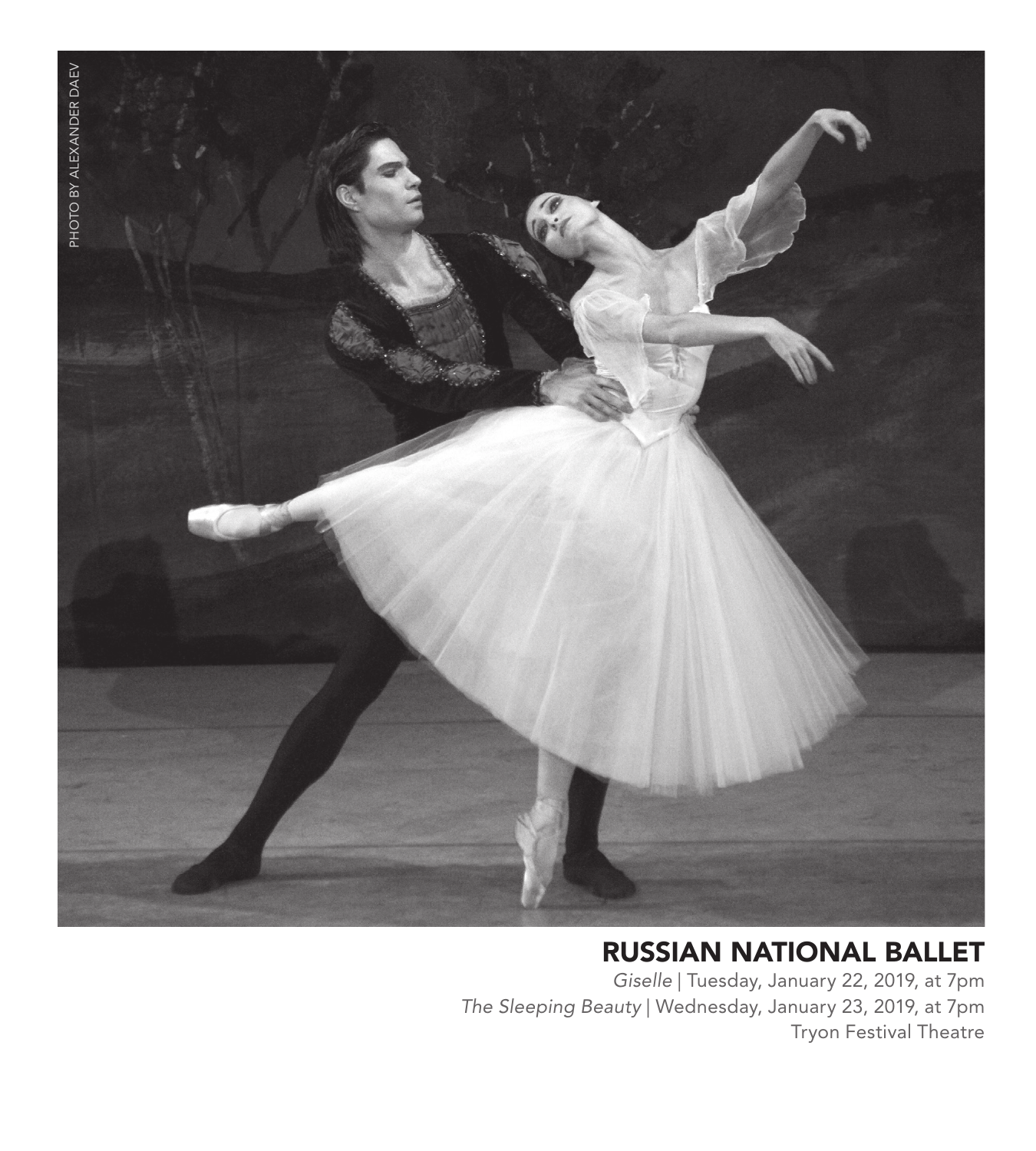PHOTO BY ALEXANDER DAEV

## RUSSIAN NATIONAL BALLET

*Giselle* | Tuesday, January 22, 2019, at 7pm
*The Sleeping Beauty* | Wednesday, January 23, 2019, at 7pm
Tryon Festival Theatre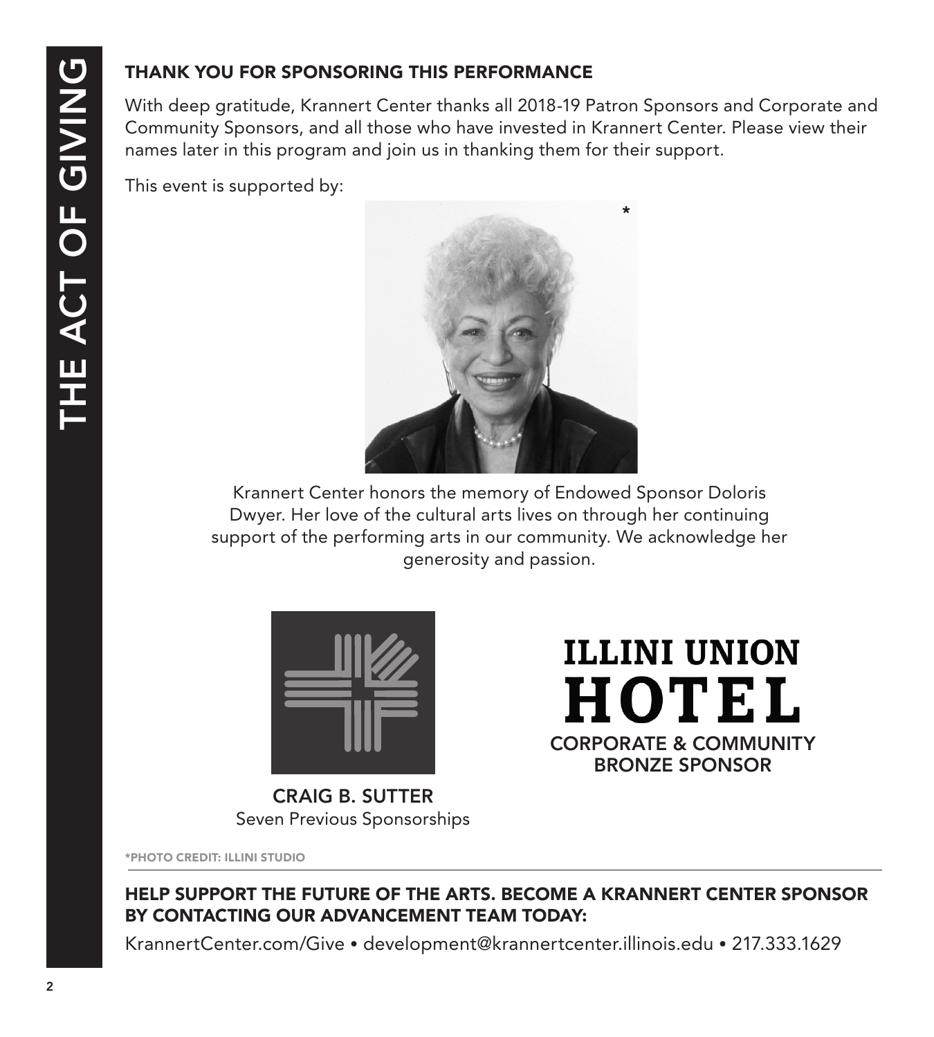## THANK YOU FOR SPONSORING THIS PERFORMANCE

With deep gratitude, Krannert Center thanks all 2018-19 Patron Sponsors and Corporate and Community Sponsors, and all those who have invested in Krannert Center. Please view their names later in this program and join us in thanking them for their support.

This event is supported by:

Krannert Center honors the memory of Endowed Sponsor Doloris Dwyer. Her love of the cultural arts lives on through her continuing support of the performing arts in our community. We acknowledge her generosity and passion.

**CRAIG B. SUTTER**
Seven Previous Sponsorships

**ILLINI UNION HOTEL**
**CORPORATE & COMMUNITY BRONZE SPONSOR**

*PHOTO CREDIT: ILLINI STUDIO

### HELP SUPPORT THE FUTURE OF THE ARTS. BECOME A KRANNERT CENTER SPONSOR BY CONTACTING OUR ADVANCEMENT TEAM TODAY:

KrannertCenter.com/Give • development@krannertcenter.illinois.edu • 217.333.1629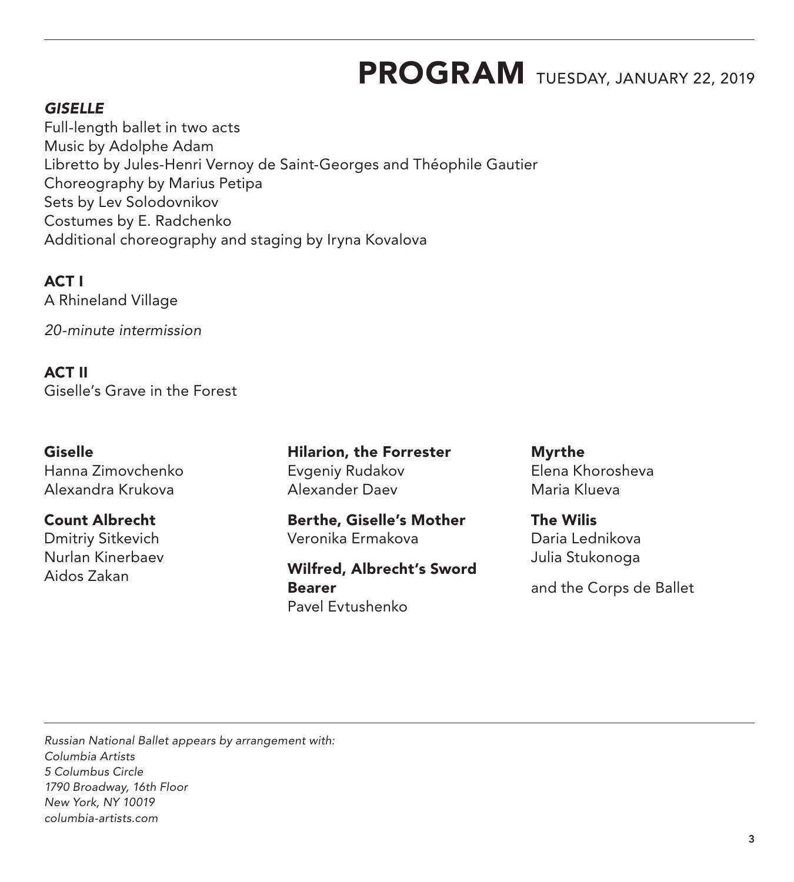# PROGRAM TUESDAY, JANUARY 22, 2019

***GISELLE***
Full-length ballet in two acts
Music by Adolphe Adam
Libretto by Jules-Henri Vernoy de Saint-Georges and Théophile Gautier
Choreography by Marius Petipa
Sets by Lev Solodovnikov
Costumes by E. Radchenko
Additional choreography and staging by Iryna Kovalova

**ACT I**
A Rhineland Village

*20-minute intermission*

**ACT II**
Giselle's Grave in the Forest

**Giselle**
Hanna Zimovchenko
Alexandra Krukova

**Count Albrecht**
Dmitriy Sitkevich
Nurlan Kinerbaev
Aidos Zakan

**Hilarion, the Forrester**
Evgeniy Rudakov
Alexander Daev

**Berthe, Giselle's Mother**
Veronika Ermakova

**Wilfred, Albrecht's Sword Bearer**
Pavel Evtushenko

**Myrthe**
Elena Khorosheva
Maria Klueva

**The Wilis**
Daria Lednikova
Julia Stukonoga

and the Corps de Ballet

---

*Russian National Ballet appears by arrangement with:*
*Columbia Artists*
*5 Columbus Circle*
*1790 Broadway, 16th Floor*
*New York, NY 10019*
*columbia-artists.com*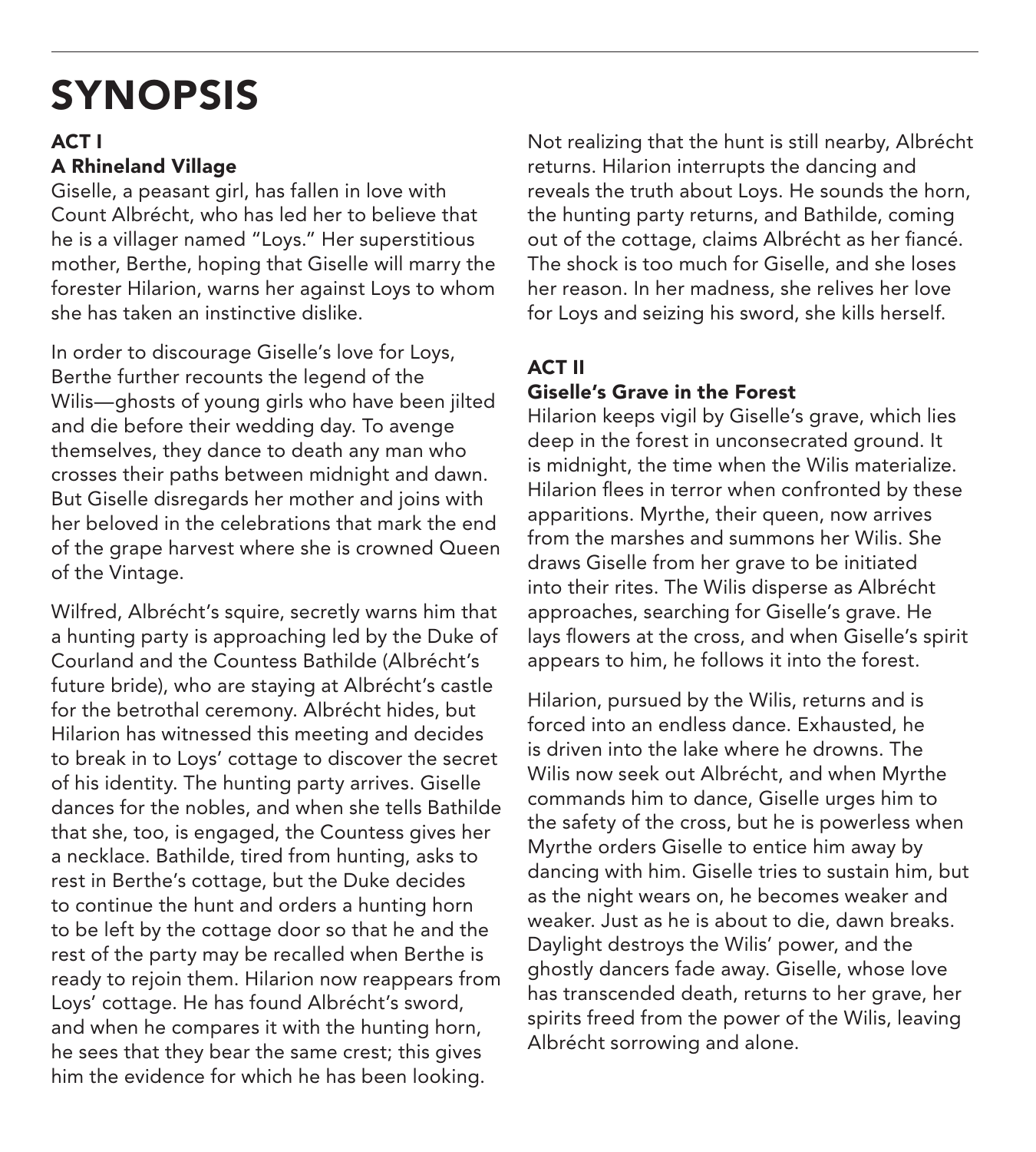# SYNOPSIS

## ACT I

### A Rhineland Village

Giselle, a peasant girl, has fallen in love with Count Albrécht, who has led her to believe that he is a villager named "Loys." Her superstitious mother, Berthe, hoping that Giselle will marry the forester Hilarion, warns her against Loys to whom she has taken an instinctive dislike.

In order to discourage Giselle's love for Loys, Berthe further recounts the legend of the Wilis—ghosts of young girls who have been jilted and die before their wedding day. To avenge themselves, they dance to death any man who crosses their paths between midnight and dawn. But Giselle disregards her mother and joins with her beloved in the celebrations that mark the end of the grape harvest where she is crowned Queen of the Vintage.

Wilfred, Albrécht's squire, secretly warns him that a hunting party is approaching led by the Duke of Courland and the Countess Bathilde (Albrécht's future bride), who are staying at Albrécht's castle for the betrothal ceremony. Albrécht hides, but Hilarion has witnessed this meeting and decides to break in to Loys' cottage to discover the secret of his identity. The hunting party arrives. Giselle dances for the nobles, and when she tells Bathilde that she, too, is engaged, the Countess gives her a necklace. Bathilde, tired from hunting, asks to rest in Berthe's cottage, but the Duke decides to continue the hunt and orders a hunting horn to be left by the cottage door so that he and the rest of the party may be recalled when Berthe is ready to rejoin them. Hilarion now reappears from Loys' cottage. He has found Albrécht's sword, and when he compares it with the hunting horn, he sees that they bear the same crest; this gives him the evidence for which he has been looking.

Not realizing that the hunt is still nearby, Albrécht returns. Hilarion interrupts the dancing and reveals the truth about Loys. He sounds the horn, the hunting party returns, and Bathilde, coming out of the cottage, claims Albrécht as her fiancé. The shock is too much for Giselle, and she loses her reason. In her madness, she relives her love for Loys and seizing his sword, she kills herself.

## ACT II

### Giselle's Grave in the Forest

Hilarion keeps vigil by Giselle's grave, which lies deep in the forest in unconsecrated ground. It is midnight, the time when the Wilis materialize. Hilarion flees in terror when confronted by these apparitions. Myrthe, their queen, now arrives from the marshes and summons her Wilis. She draws Giselle from her grave to be initiated into their rites. The Wilis disperse as Albrécht approaches, searching for Giselle's grave. He lays flowers at the cross, and when Giselle's spirit appears to him, he follows it into the forest.

Hilarion, pursued by the Wilis, returns and is forced into an endless dance. Exhausted, he is driven into the lake where he drowns. The Wilis now seek out Albrécht, and when Myrthe commands him to dance, Giselle urges him to the safety of the cross, but he is powerless when Myrthe orders Giselle to entice him away by dancing with him. Giselle tries to sustain him, but as the night wears on, he becomes weaker and weaker. Just as he is about to die, dawn breaks. Daylight destroys the Wilis' power, and the ghostly dancers fade away. Giselle, whose love has transcended death, returns to her grave, her spirits freed from the power of the Wilis, leaving Albrécht sorrowing and alone.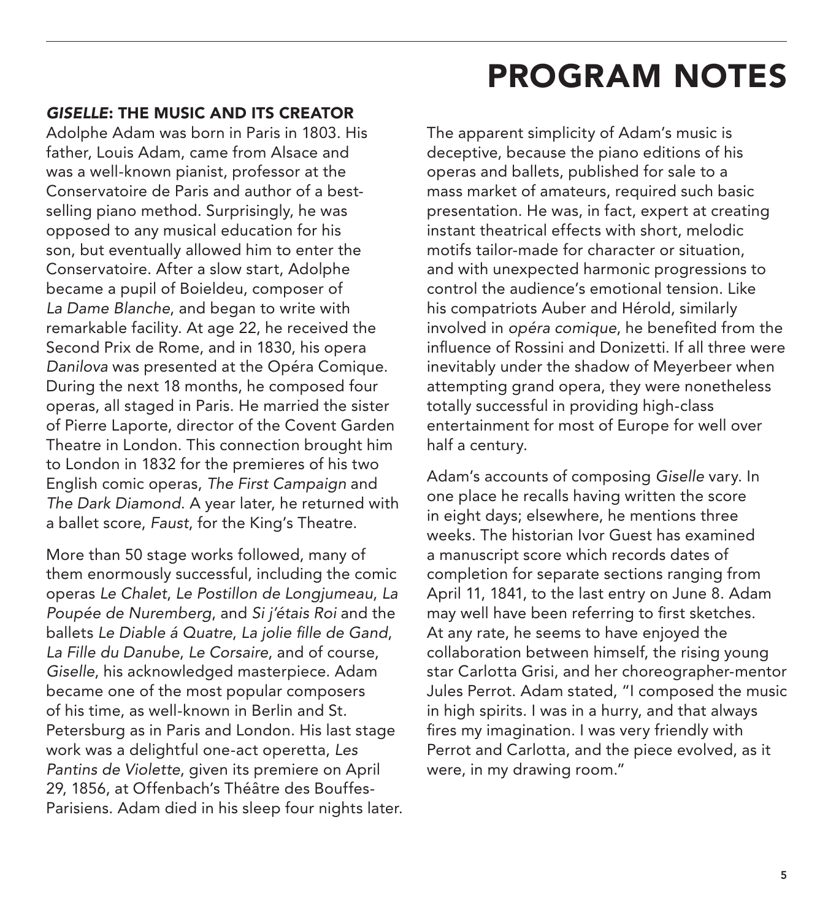# PROGRAM NOTES

## *GISELLE*: THE MUSIC AND ITS CREATOR

Adolphe Adam was born in Paris in 1803. His father, Louis Adam, came from Alsace and was a well-known pianist, professor at the Conservatoire de Paris and author of a best-selling piano method. Surprisingly, he was opposed to any musical education for his son, but eventually allowed him to enter the Conservatoire. After a slow start, Adolphe became a pupil of Boieldeu, composer of *La Dame Blanche*, and began to write with remarkable facility. At age 22, he received the Second Prix de Rome, and in 1830, his opera *Danilova* was presented at the Opéra Comique. During the next 18 months, he composed four operas, all staged in Paris. He married the sister of Pierre Laporte, director of the Covent Garden Theatre in London. This connection brought him to London in 1832 for the premieres of his two English comic operas, *The First Campaign* and *The Dark Diamond*. A year later, he returned with a ballet score, *Faust*, for the King's Theatre.

More than 50 stage works followed, many of them enormously successful, including the comic operas *Le Chalet*, *Le Postillon de Longjumeau*, *La Poupée de Nuremberg*, and *Si j'étais Roi* and the ballets *Le Diable á Quatre*, *La jolie fille de Gand*, *La Fille du Danube*, *Le Corsaire*, and of course, *Giselle*, his acknowledged masterpiece. Adam became one of the most popular composers of his time, as well-known in Berlin and St. Petersburg as in Paris and London. His last stage work was a delightful one-act operetta, *Les Pantins de Violette*, given its premiere on April 29, 1856, at Offenbach's Théâtre des Bouffes-Parisiens. Adam died in his sleep four nights later.

The apparent simplicity of Adam's music is deceptive, because the piano editions of his operas and ballets, published for sale to a mass market of amateurs, required such basic presentation. He was, in fact, expert at creating instant theatrical effects with short, melodic motifs tailor-made for character or situation, and with unexpected harmonic progressions to control the audience's emotional tension. Like his compatriots Auber and Hérold, similarly involved in *opéra comique*, he benefited from the influence of Rossini and Donizetti. If all three were inevitably under the shadow of Meyerbeer when attempting grand opera, they were nonetheless totally successful in providing high-class entertainment for most of Europe for well over half a century.

Adam's accounts of composing *Giselle* vary. In one place he recalls having written the score in eight days; elsewhere, he mentions three weeks. The historian Ivor Guest has examined a manuscript score which records dates of completion for separate sections ranging from April 11, 1841, to the last entry on June 8. Adam may well have been referring to first sketches. At any rate, he seems to have enjoyed the collaboration between himself, the rising young star Carlotta Grisi, and her choreographer-mentor Jules Perrot. Adam stated, "I composed the music in high spirits. I was in a hurry, and that always fires my imagination. I was very friendly with Perrot and Carlotta, and the piece evolved, as it were, in my drawing room."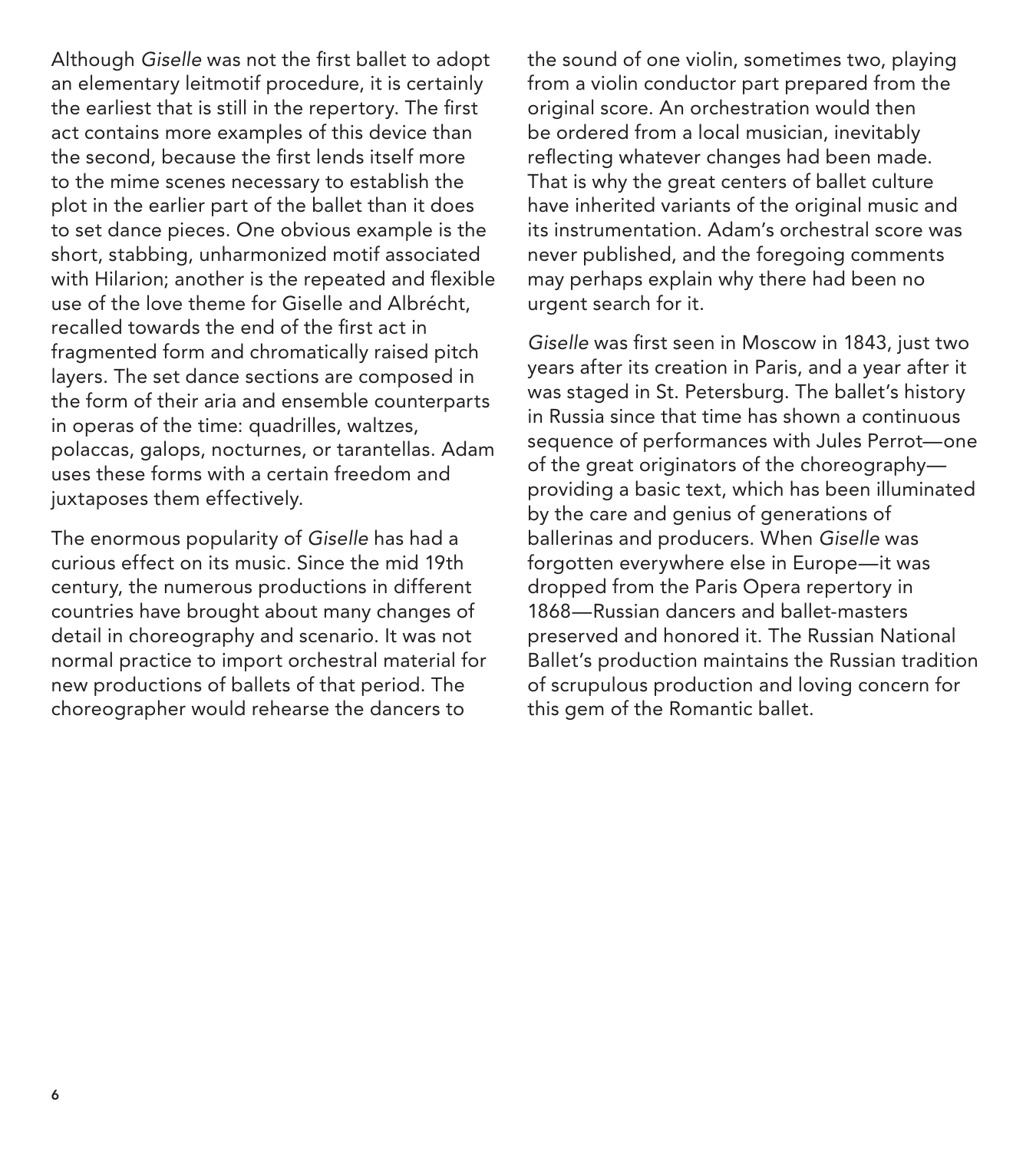Although *Giselle* was not the first ballet to adopt an elementary leitmotif procedure, it is certainly the earliest that is still in the repertory. The first act contains more examples of this device than the second, because the first lends itself more to the mime scenes necessary to establish the plot in the earlier part of the ballet than it does to set dance pieces. One obvious example is the short, stabbing, unharmonized motif associated with Hilarion; another is the repeated and flexible use of the love theme for Giselle and Albrécht, recalled towards the end of the first act in fragmented form and chromatically raised pitch layers. The set dance sections are composed in the form of their aria and ensemble counterparts in operas of the time: quadrilles, waltzes, polaccas, galops, nocturnes, or tarantellas. Adam uses these forms with a certain freedom and juxtaposes them effectively.

The enormous popularity of *Giselle* has had a curious effect on its music. Since the mid 19th century, the numerous productions in different countries have brought about many changes of detail in choreography and scenario. It was not normal practice to import orchestral material for new productions of ballets of that period. The choreographer would rehearse the dancers to the sound of one violin, sometimes two, playing from a violin conductor part prepared from the original score. An orchestration would then be ordered from a local musician, inevitably reflecting whatever changes had been made. That is why the great centers of ballet culture have inherited variants of the original music and its instrumentation. Adam's orchestral score was never published, and the foregoing comments may perhaps explain why there had been no urgent search for it.

*Giselle* was first seen in Moscow in 1843, just two years after its creation in Paris, and a year after it was staged in St. Petersburg. The ballet's history in Russia since that time has shown a continuous sequence of performances with Jules Perrot—one of the great originators of the choreography—providing a basic text, which has been illuminated by the care and genius of generations of ballerinas and producers. When *Giselle* was forgotten everywhere else in Europe—it was dropped from the Paris Opera repertory in 1868—Russian dancers and ballet-masters preserved and honored it. The Russian National Ballet's production maintains the Russian tradition of scrupulous production and loving concern for this gem of the Romantic ballet.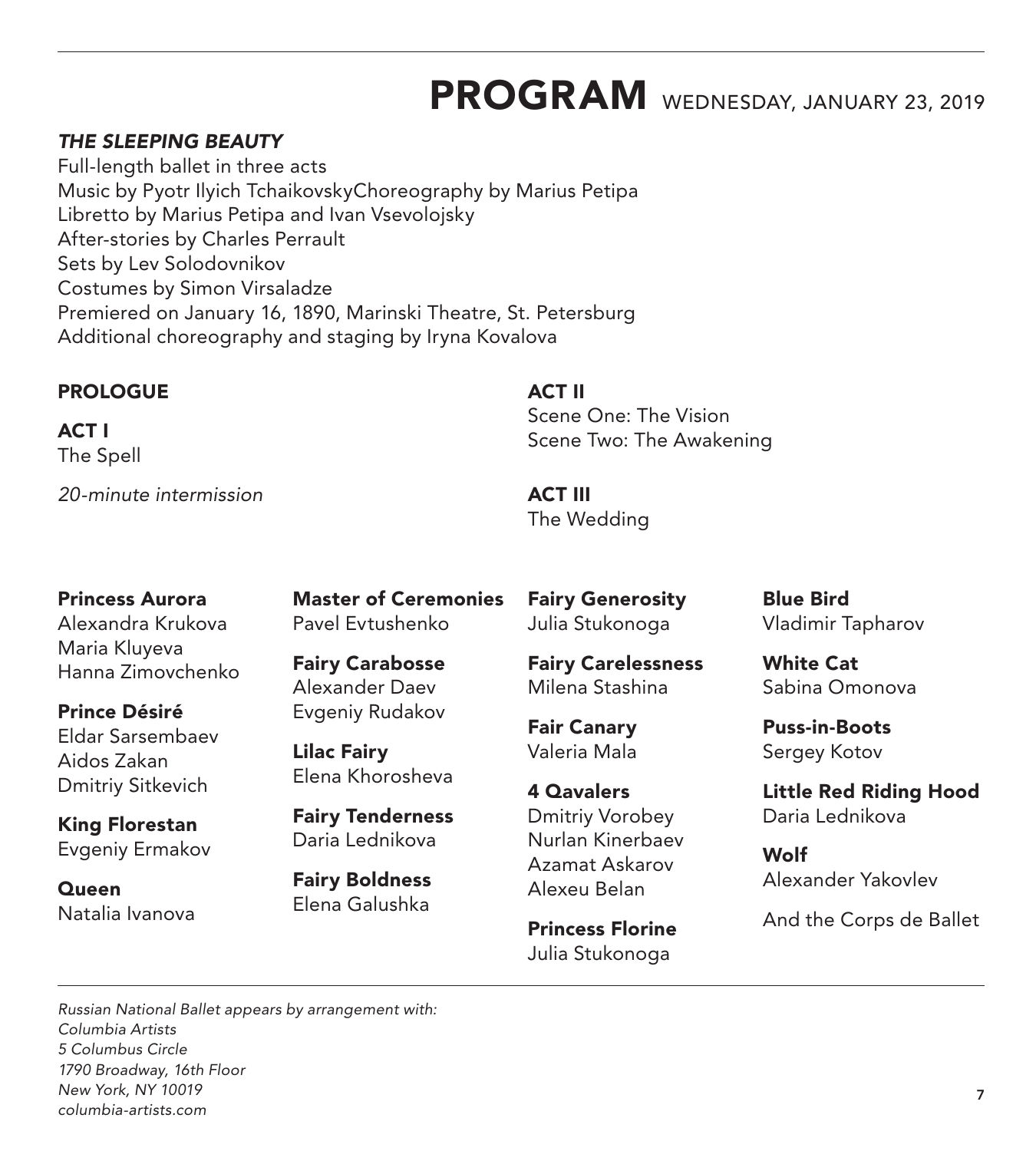# PROGRAM WEDNESDAY, JANUARY 23, 2019

***THE SLEEPING BEAUTY***

Full-length ballet in three acts
Music by Pyotr Ilyich TchaikovskyChoreography by Marius Petipa
Libretto by Marius Petipa and Ivan Vsevolojsky
After-stories by Charles Perrault
Sets by Lev Solodovnikov
Costumes by Simon Virsaladze
Premiered on January 16, 1890, Marinski Theatre, St. Petersburg
Additional choreography and staging by Iryna Kovalova

**PROLOGUE**

**ACT I**
The Spell

*20-minute intermission*

**ACT II**
Scene One: The Vision
Scene Two: The Awakening

**ACT III**
The Wedding

**Princess Aurora**
Alexandra Krukova
Maria Kluyeva
Hanna Zimovchenko

**Prince Désiré**
Eldar Sarsembaev
Aidos Zakan
Dmitriy Sitkevich

**King Florestan**
Evgeniy Ermakov

**Queen**
Natalia Ivanova

**Master of Ceremonies**
Pavel Evtushenko

**Fairy Carabosse**
Alexander Daev
Evgeniy Rudakov

**Lilac Fairy**
Elena Khorosheva

**Fairy Tenderness**
Daria Lednikova

**Fairy Boldness**
Elena Galushka

**Fairy Generosity**
Julia Stukonoga

**Fairy Carelessness**
Milena Stashina

**Fair Canary**
Valeria Mala

**4 Qavalers**
Dmitriy Vorobey
Nurlan Kinerbaev
Azamat Askarov
Alexeu Belan

**Princess Florine**
Julia Stukonoga

**Blue Bird**
Vladimir Tapharov

**White Cat**
Sabina Omonova

**Puss-in-Boots**
Sergey Kotov

**Little Red Riding Hood**
Daria Lednikova

**Wolf**
Alexander Yakovlev

And the Corps de Ballet

*Russian National Ballet appears by arrangement with:*
*Columbia Artists*
*5 Columbus Circle*
*1790 Broadway, 16th Floor*
*New York, NY 10019*
*columbia-artists.com*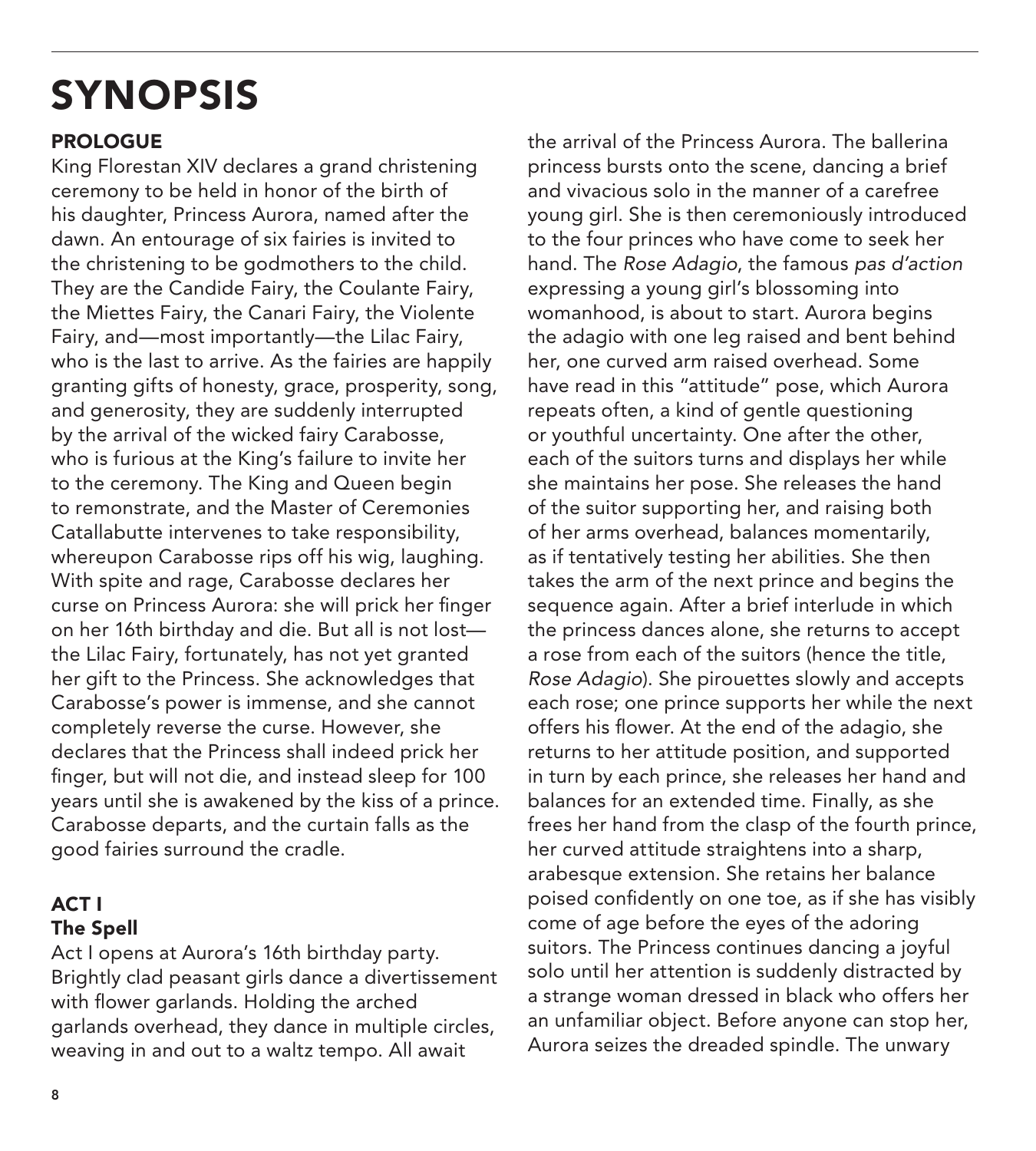# SYNOPSIS

## PROLOGUE

King Florestan XIV declares a grand christening ceremony to be held in honor of the birth of his daughter, Princess Aurora, named after the dawn. An entourage of six fairies is invited to the christening to be godmothers to the child. They are the Candide Fairy, the Coulante Fairy, the Miettes Fairy, the Canari Fairy, the Violente Fairy, and—most importantly—the Lilac Fairy, who is the last to arrive. As the fairies are happily granting gifts of honesty, grace, prosperity, song, and generosity, they are suddenly interrupted by the arrival of the wicked fairy Carabosse, who is furious at the King's failure to invite her to the ceremony. The King and Queen begin to remonstrate, and the Master of Ceremonies Catallabutte intervenes to take responsibility, whereupon Carabosse rips off his wig, laughing. With spite and rage, Carabosse declares her curse on Princess Aurora: she will prick her finger on her 16th birthday and die. But all is not lost—the Lilac Fairy, fortunately, has not yet granted her gift to the Princess. She acknowledges that Carabosse's power is immense, and she cannot completely reverse the curse. However, she declares that the Princess shall indeed prick her finger, but will not die, and instead sleep for 100 years until she is awakened by the kiss of a prince. Carabosse departs, and the curtain falls as the good fairies surround the cradle.

## ACT I
### The Spell

Act I opens at Aurora's 16th birthday party. Brightly clad peasant girls dance a divertissement with flower garlands. Holding the arched garlands overhead, they dance in multiple circles, weaving in and out to a waltz tempo. All await the arrival of the Princess Aurora. The ballerina princess bursts onto the scene, dancing a brief and vivacious solo in the manner of a carefree young girl. She is then ceremoniously introduced to the four princes who have come to seek her hand. The *Rose Adagio*, the famous *pas d'action* expressing a young girl's blossoming into womanhood, is about to start. Aurora begins the adagio with one leg raised and bent behind her, one curved arm raised overhead. Some have read in this "attitude" pose, which Aurora repeats often, a kind of gentle questioning or youthful uncertainty. One after the other, each of the suitors turns and displays her while she maintains her pose. She releases the hand of the suitor supporting her, and raising both of her arms overhead, balances momentarily, as if tentatively testing her abilities. She then takes the arm of the next prince and begins the sequence again. After a brief interlude in which the princess dances alone, she returns to accept a rose from each of the suitors (hence the title, *Rose Adagio*). She pirouettes slowly and accepts each rose; one prince supports her while the next offers his flower. At the end of the adagio, she returns to her attitude position, and supported in turn by each prince, she releases her hand and balances for an extended time. Finally, as she frees her hand from the clasp of the fourth prince, her curved attitude straightens into a sharp, arabesque extension. She retains her balance poised confidently on one toe, as if she has visibly come of age before the eyes of the adoring suitors. The Princess continues dancing a joyful solo until her attention is suddenly distracted by a strange woman dressed in black who offers her an unfamiliar object. Before anyone can stop her, Aurora seizes the dreaded spindle. The unwary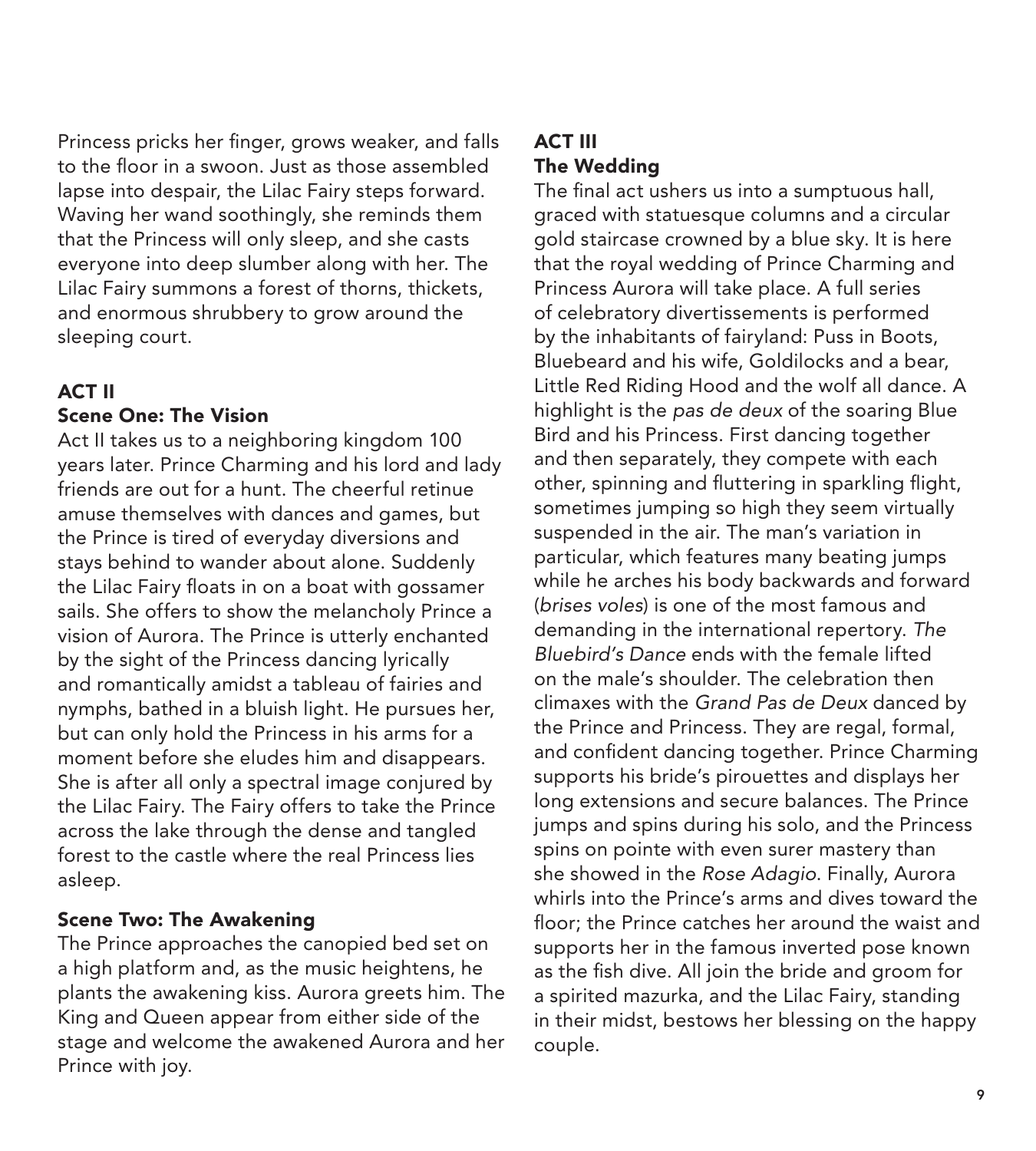Princess pricks her finger, grows weaker, and falls to the floor in a swoon. Just as those assembled lapse into despair, the Lilac Fairy steps forward. Waving her wand soothingly, she reminds them that the Princess will only sleep, and she casts everyone into deep slumber along with her. The Lilac Fairy summons a forest of thorns, thickets, and enormous shrubbery to grow around the sleeping court.

## ACT II

### Scene One: The Vision

Act II takes us to a neighboring kingdom 100 years later. Prince Charming and his lord and lady friends are out for a hunt. The cheerful retinue amuse themselves with dances and games, but the Prince is tired of everyday diversions and stays behind to wander about alone. Suddenly the Lilac Fairy floats in on a boat with gossamer sails. She offers to show the melancholy Prince a vision of Aurora. The Prince is utterly enchanted by the sight of the Princess dancing lyrically and romantically amidst a tableau of fairies and nymphs, bathed in a bluish light. He pursues her, but can only hold the Princess in his arms for a moment before she eludes him and disappears. She is after all only a spectral image conjured by the Lilac Fairy. The Fairy offers to take the Prince across the lake through the dense and tangled forest to the castle where the real Princess lies asleep.

### Scene Two: The Awakening

The Prince approaches the canopied bed set on a high platform and, as the music heightens, he plants the awakening kiss. Aurora greets him. The King and Queen appear from either side of the stage and welcome the awakened Aurora and her Prince with joy.

## ACT III

### The Wedding

The final act ushers us into a sumptuous hall, graced with statuesque columns and a circular gold staircase crowned by a blue sky. It is here that the royal wedding of Prince Charming and Princess Aurora will take place. A full series of celebratory divertissements is performed by the inhabitants of fairyland: Puss in Boots, Bluebeard and his wife, Goldilocks and a bear, Little Red Riding Hood and the wolf all dance. A highlight is the *pas de deux* of the soaring Blue Bird and his Princess. First dancing together and then separately, they compete with each other, spinning and fluttering in sparkling flight, sometimes jumping so high they seem virtually suspended in the air. The man's variation in particular, which features many beating jumps while he arches his body backwards and forward (*brises voles*) is one of the most famous and demanding in the international repertory. *The Bluebird's Dance* ends with the female lifted on the male's shoulder. The celebration then climaxes with the *Grand Pas de Deux* danced by the Prince and Princess. They are regal, formal, and confident dancing together. Prince Charming supports his bride's pirouettes and displays her long extensions and secure balances. The Prince jumps and spins during his solo, and the Princess spins on pointe with even surer mastery than she showed in the *Rose Adagio*. Finally, Aurora whirls into the Prince's arms and dives toward the floor; the Prince catches her around the waist and supports her in the famous inverted pose known as the fish dive. All join the bride and groom for a spirited mazurka, and the Lilac Fairy, standing in their midst, bestows her blessing on the happy couple.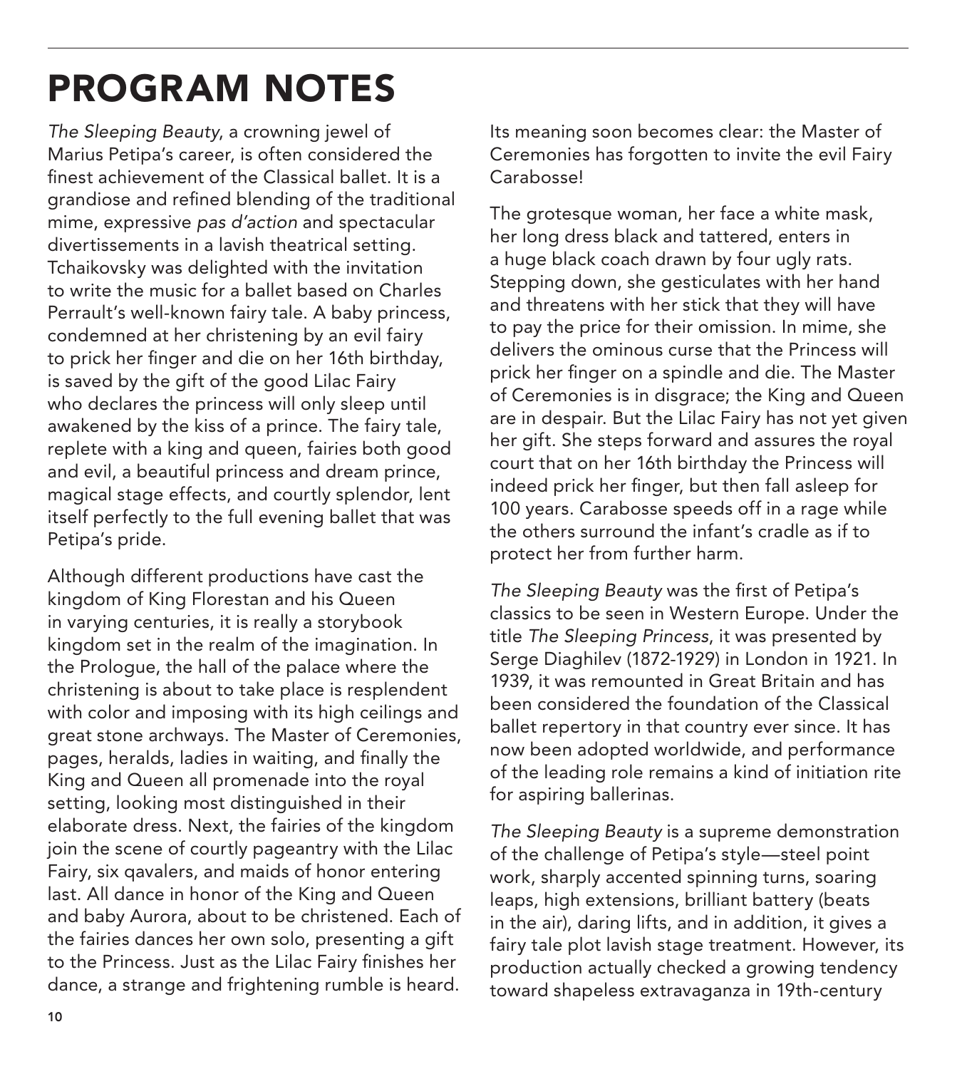# PROGRAM NOTES

*The Sleeping Beauty*, a crowning jewel of Marius Petipa's career, is often considered the finest achievement of the Classical ballet. It is a grandiose and refined blending of the traditional mime, expressive *pas d'action* and spectacular divertissements in a lavish theatrical setting. Tchaikovsky was delighted with the invitation to write the music for a ballet based on Charles Perrault's well-known fairy tale. A baby princess, condemned at her christening by an evil fairy to prick her finger and die on her 16th birthday, is saved by the gift of the good Lilac Fairy who declares the princess will only sleep until awakened by the kiss of a prince. The fairy tale, replete with a king and queen, fairies both good and evil, a beautiful princess and dream prince, magical stage effects, and courtly splendor, lent itself perfectly to the full evening ballet that was Petipa's pride.

Although different productions have cast the kingdom of King Florestan and his Queen in varying centuries, it is really a storybook kingdom set in the realm of the imagination. In the Prologue, the hall of the palace where the christening is about to take place is resplendent with color and imposing with its high ceilings and great stone archways. The Master of Ceremonies, pages, heralds, ladies in waiting, and finally the King and Queen all promenade into the royal setting, looking most distinguished in their elaborate dress. Next, the fairies of the kingdom join the scene of courtly pageantry with the Lilac Fairy, six qavalers, and maids of honor entering last. All dance in honor of the King and Queen and baby Aurora, about to be christened. Each of the fairies dances her own solo, presenting a gift to the Princess. Just as the Lilac Fairy finishes her dance, a strange and frightening rumble is heard. Its meaning soon becomes clear: the Master of Ceremonies has forgotten to invite the evil Fairy Carabosse!

The grotesque woman, her face a white mask, her long dress black and tattered, enters in a huge black coach drawn by four ugly rats. Stepping down, she gesticulates with her hand and threatens with her stick that they will have to pay the price for their omission. In mime, she delivers the ominous curse that the Princess will prick her finger on a spindle and die. The Master of Ceremonies is in disgrace; the King and Queen are in despair. But the Lilac Fairy has not yet given her gift. She steps forward and assures the royal court that on her 16th birthday the Princess will indeed prick her finger, but then fall asleep for 100 years. Carabosse speeds off in a rage while the others surround the infant's cradle as if to protect her from further harm.

*The Sleeping Beauty* was the first of Petipa's classics to be seen in Western Europe. Under the title *The Sleeping Princess*, it was presented by Serge Diaghilev (1872-1929) in London in 1921. In 1939, it was remounted in Great Britain and has been considered the foundation of the Classical ballet repertory in that country ever since. It has now been adopted worldwide, and performance of the leading role remains a kind of initiation rite for aspiring ballerinas.

*The Sleeping Beauty* is a supreme demonstration of the challenge of Petipa's style—steel point work, sharply accented spinning turns, soaring leaps, high extensions, brilliant battery (beats in the air), daring lifts, and in addition, it gives a fairy tale plot lavish stage treatment. However, its production actually checked a growing tendency toward shapeless extravaganza in 19th-century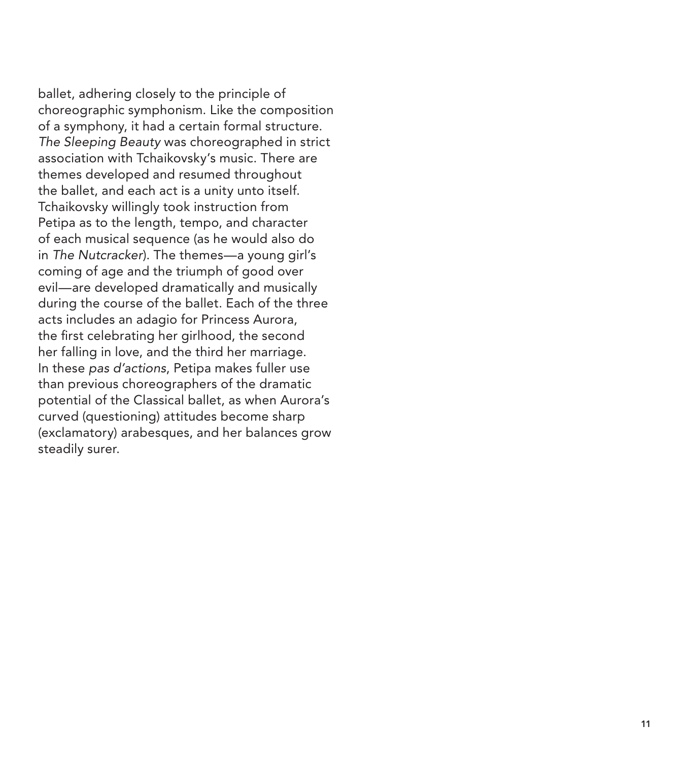ballet, adhering closely to the principle of choreographic symphonism. Like the composition of a symphony, it had a certain formal structure. *The Sleeping Beauty* was choreographed in strict association with Tchaikovsky's music. There are themes developed and resumed throughout the ballet, and each act is a unity unto itself. Tchaikovsky willingly took instruction from Petipa as to the length, tempo, and character of each musical sequence (as he would also do in *The Nutcracker*). The themes—a young girl's coming of age and the triumph of good over evil—are developed dramatically and musically during the course of the ballet. Each of the three acts includes an adagio for Princess Aurora, the first celebrating her girlhood, the second her falling in love, and the third her marriage. In these *pas d'actions*, Petipa makes fuller use than previous choreographers of the dramatic potential of the Classical ballet, as when Aurora's curved (questioning) attitudes become sharp (exclamatory) arabesques, and her balances grow steadily surer.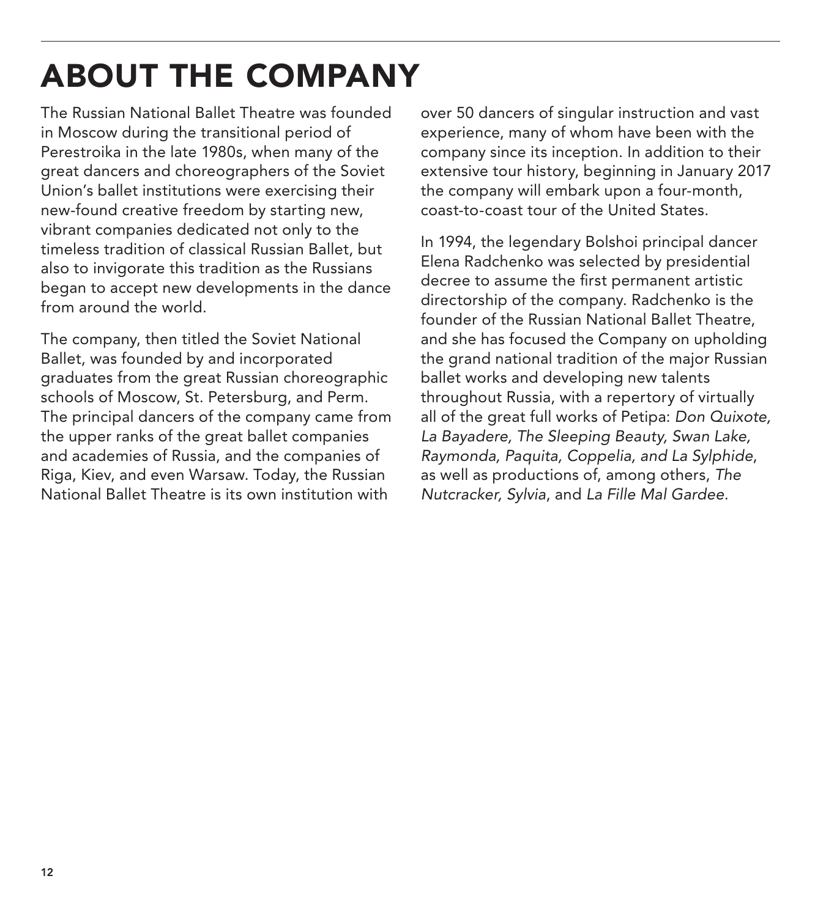# ABOUT THE COMPANY

The Russian National Ballet Theatre was founded in Moscow during the transitional period of Perestroika in the late 1980s, when many of the great dancers and choreographers of the Soviet Union's ballet institutions were exercising their new-found creative freedom by starting new, vibrant companies dedicated not only to the timeless tradition of classical Russian Ballet, but also to invigorate this tradition as the Russians began to accept new developments in the dance from around the world.

The company, then titled the Soviet National Ballet, was founded by and incorporated graduates from the great Russian choreographic schools of Moscow, St. Petersburg, and Perm. The principal dancers of the company came from the upper ranks of the great ballet companies and academies of Russia, and the companies of Riga, Kiev, and even Warsaw. Today, the Russian National Ballet Theatre is its own institution with over 50 dancers of singular instruction and vast experience, many of whom have been with the company since its inception. In addition to their extensive tour history, beginning in January 2017 the company will embark upon a four-month, coast-to-coast tour of the United States.

In 1994, the legendary Bolshoi principal dancer Elena Radchenko was selected by presidential decree to assume the first permanent artistic directorship of the company. Radchenko is the founder of the Russian National Ballet Theatre, and she has focused the Company on upholding the grand national tradition of the major Russian ballet works and developing new talents throughout Russia, with a repertory of virtually all of the great full works of Petipa: *Don Quixote, La Bayadere, The Sleeping Beauty, Swan Lake, Raymonda, Paquita, Coppelia, and La Sylphide*, as well as productions of, among others, *The Nutcracker, Sylvia*, and *La Fille Mal Gardee*.